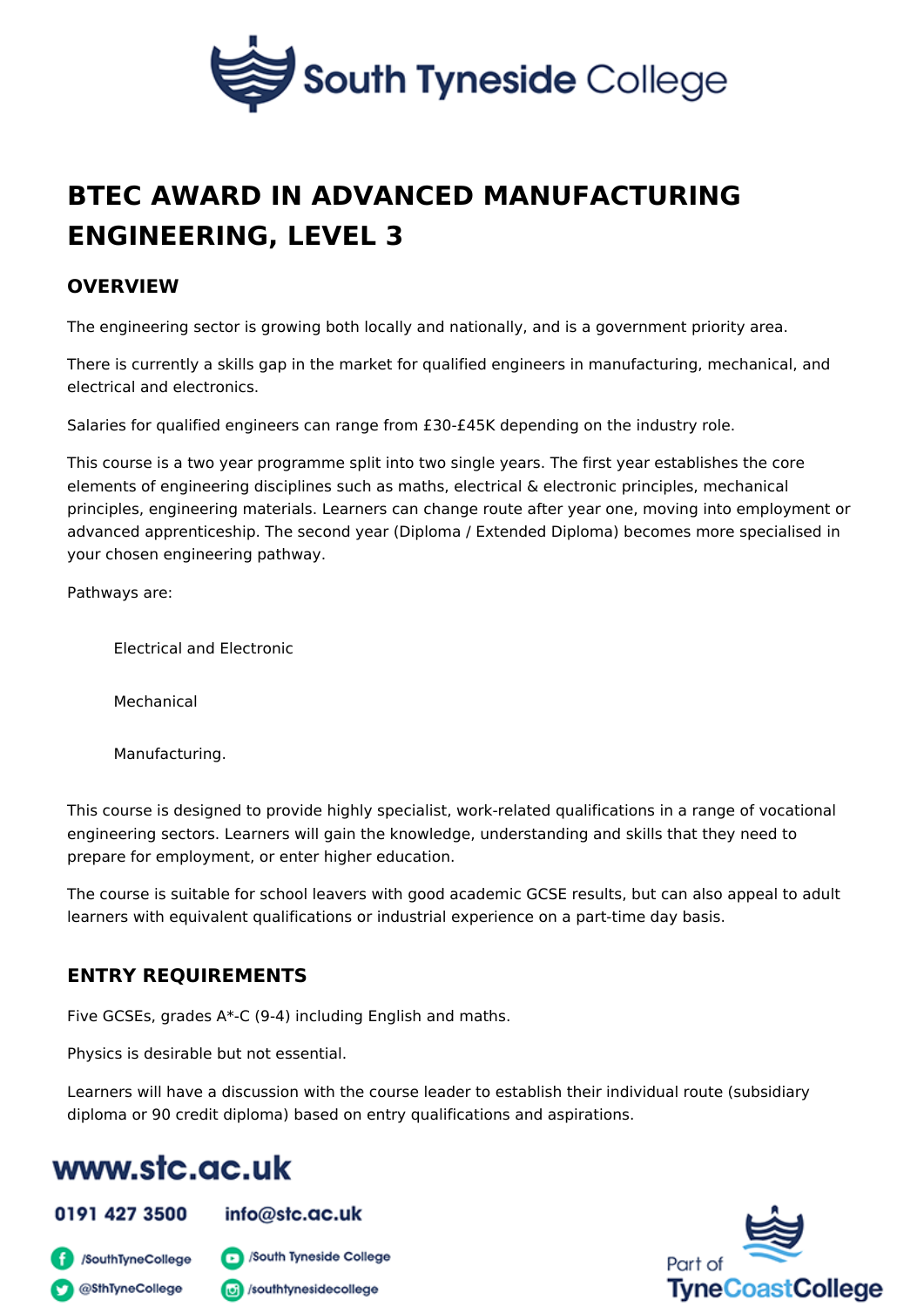# BTEC AWARD IN ADVANCED MANUFACTURING ENGINEERING, LEVEL 3

## OVERVIEW

The engineering sector is growing both locally and nationally, and is a government priority area.

There is currently a skills gap in the market for qualified engineers in manufacturing, mechanical, and electrical and electronics.

Salaries for qualified engineers can range from £30-£45K depending on the industry role.

This course is a two year programme split into two single years. The first year establishes the core elements of engineering disciplines such as maths, electrical & electronic principles, mechanical principles, engineering materials. Learners can change route after year one, moving into employment or advanced apprenticeship. The second year (Diploma / Extended Diploma) becomes more specialised in your chosen engineering pathway.

Pathways are:

- Electrical and Electronic
- Mechanical
- Manufacturing.

This course is designed to provide highly specialist, work-related qualifications in a range of vocational engineering sectors. Learners will gain the knowledge, understanding and skills that they need to prepare for employment, or enter higher education.

The course is suitable for school leavers with good academic GCSE results, but can also appeal to adult learners with equivalent qualifications or industrial experience on a part-time day basis.

## ENTRY REQUIREMENTS

Five GCSEs, grades A*-C (9-4) including English and maths.

Physics is desirable but not essential.

Learners will have a discussion with the course leader to establish their individual route (subsidiary diploma or 90 credit diploma) based on entry qualifications and aspirations.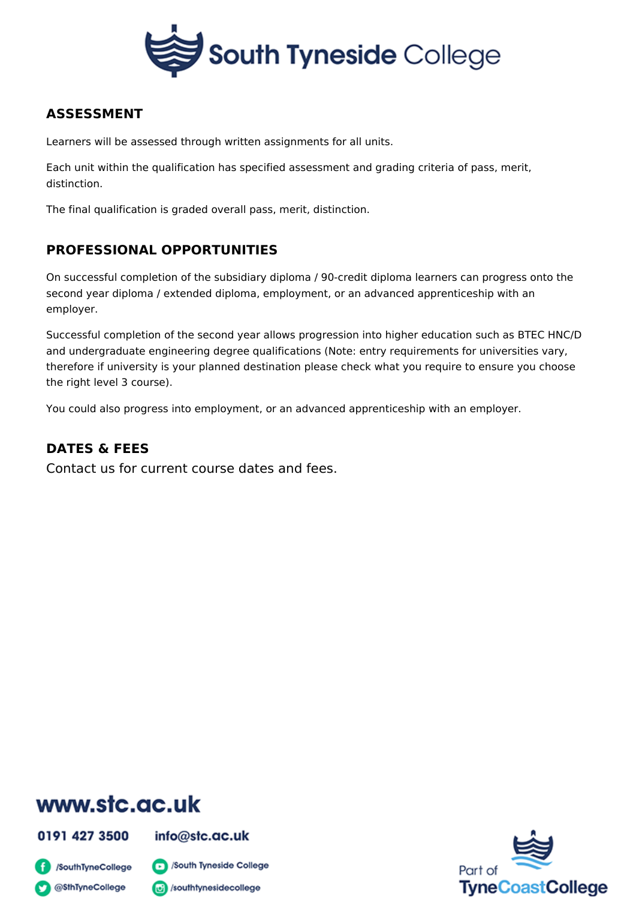## ASSESSMENT

Learners will be assessed through written assignments for all units.

Each unit within the qualification has specified assessment and grading criteria of pass, merit, distinction.

The final qualification is graded overall pass, merit, distinction.

## PROFESSIONAL OPPORTUNITIES

On successful completion of the subsidiary diploma / 90-credit diploma learners can progress onto the second year diploma / extended diploma, employment, or an advanced apprenticeship with an employer.

Successful completion of the second year allows progression into higher education such as BTEC HNC/D and undergraduate engineering degree qualifications (Note: entry requirements for universities vary, therefore if university is your planned destination please check what you require to ensure you choose the right level 3 course).

You could also progress into employment, or an advanced apprenticeship with an employer.

## DATES & FEES

Contact us for current course dates and fees.

**www.stc.ac.uk**

0191 427 3500 info@stc.ac.uk

/SouthTyneCollege /South Tyneside College

@SthTyneCollege /southtynesidecollege

Part of TyneCoastCollege